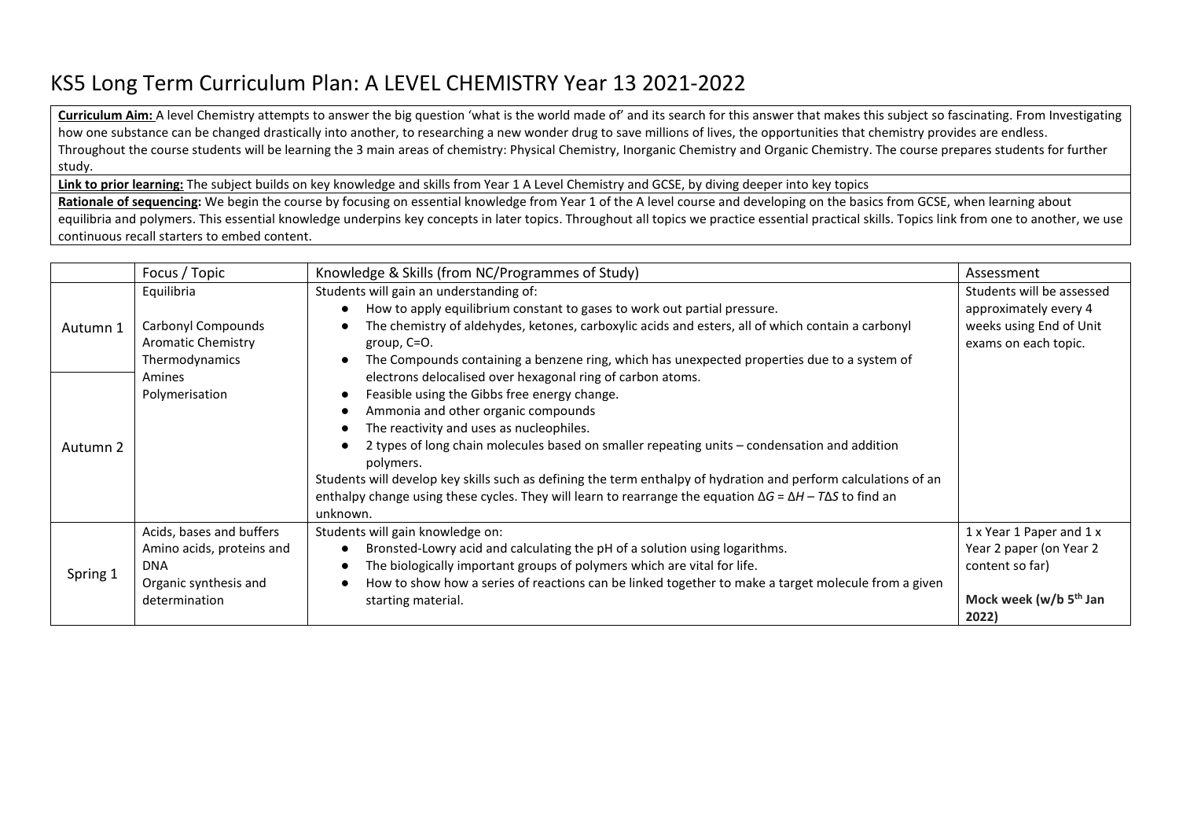# KS5 Long Term Curriculum Plan: A LEVEL CHEMISTRY Year 13 2021-2022

**Curriculum Aim:** A level Chemistry attempts to answer the big question 'what is the world made of' and its search for this answer that makes this subject so fascinating. From Investigating how one substance can be changed drastically into another, to researching a new wonder drug to save millions of lives, the opportunities that chemistry provides are endless. Throughout the course students will be learning the 3 main areas of chemistry: Physical Chemistry, Inorganic Chemistry and Organic Chemistry. The course prepares students for further study.

**Link to prior learning:** The subject builds on key knowledge and skills from Year 1 A Level Chemistry and GCSE, by diving deeper into key topics

**Rationale of sequencing:** We begin the course by focusing on essential knowledge from Year 1 of the A level course and developing on the basics from GCSE, when learning about equilibria and polymers. This essential knowledge underpins key concepts in later topics. Throughout all topics we practice essential practical skills. Topics link from one to another, we use continuous recall starters to embed content.

| | Focus / Topic | Knowledge & Skills (from NC/Programmes of Study) | Assessment |
|---|---|---|---|
| Autumn 1<br><br>Autumn 2 | Equilibria<br><br>Carbonyl Compounds<br>Aromatic Chemistry<br>Thermodynamics<br>Amines<br>Polymerisation | Students will gain an understanding of:<br>● How to apply equilibrium constant to gases to work out partial pressure.<br>● The chemistry of aldehydes, ketones, carboxylic acids and esters, all of which contain a carbonyl group, C=O.<br>● The Compounds containing a benzene ring, which has unexpected properties due to a system of electrons delocalised over hexagonal ring of carbon atoms.<br>● Feasible using the Gibbs free energy change.<br>● Ammonia and other organic compounds<br>● The reactivity and uses as nucleophiles.<br>● 2 types of long chain molecules based on smaller repeating units – condensation and addition polymers.<br>Students will develop key skills such as defining the term enthalpy of hydration and perform calculations of an enthalpy change using these cycles. They will learn to rearrange the equation $\Delta G = \Delta H - T\Delta S$ to find an unknown. | Students will be assessed approximately every 4 weeks using End of Unit exams on each topic. |
| Spring 1 | Acids, bases and buffers<br>Amino acids, proteins and DNA<br>Organic synthesis and determination | Students will gain knowledge on:<br>● Bronsted-Lowry acid and calculating the pH of a solution using logarithms.<br>● The biologically important groups of polymers which are vital for life.<br>● How to show how a series of reactions can be linked together to make a target molecule from a given starting material. | 1 x Year 1 Paper and 1 x Year 2 paper (on Year 2 content so far)<br><br>**Mock week (w/b 5th Jan 2022)** |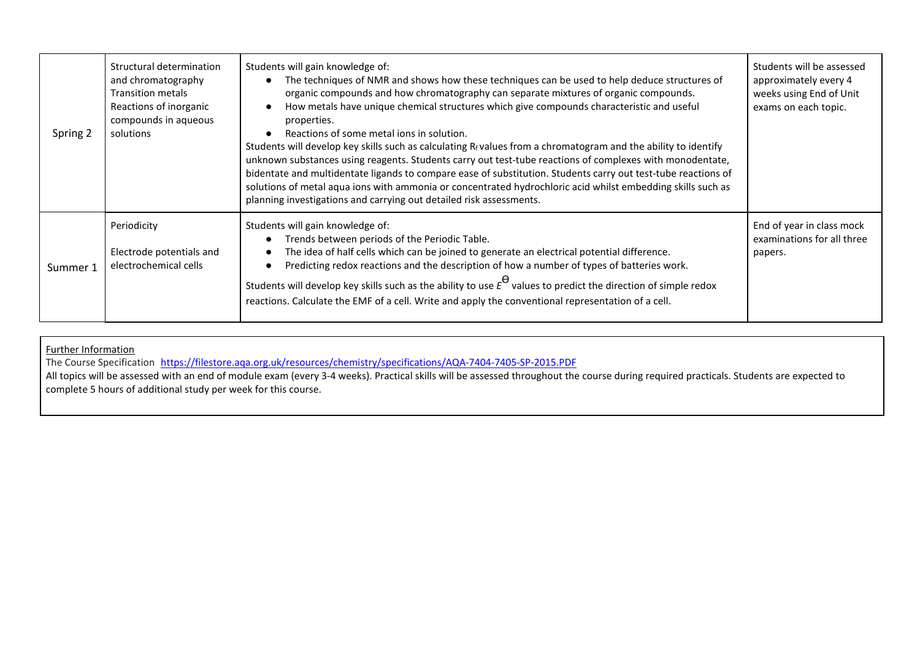| | | | |
|---|---|---|---|
| Spring 2 | Structural determination and chromatography<br>Transition metals<br>Reactions of inorganic compounds in aqueous solutions | Students will gain knowledge of:<br>● The techniques of NMR and shows how these techniques can be used to help deduce structures of organic compounds and how chromatography can separate mixtures of organic compounds.<br>● How metals have unique chemical structures which give compounds characteristic and useful properties.<br>● Reactions of some metal ions in solution.<br>Students will develop key skills such as calculating $R_f$ values from a chromatogram and the ability to identify unknown substances using reagents. Students carry out test-tube reactions of complexes with monodentate, bidentate and multidentate ligands to compare ease of substitution. Students carry out test-tube reactions of solutions of metal aqua ions with ammonia or concentrated hydrochloric acid whilst embedding skills such as planning investigations and carrying out detailed risk assessments. | Students will be assessed approximately every 4 weeks using End of Unit exams on each topic. |
| Summer 1 | Periodicity<br><br>Electrode potentials and electrochemical cells | Students will gain knowledge of:<br>● Trends between periods of the Periodic Table.<br>● The idea of half cells which can be joined to generate an electrical potential difference.<br>● Predicting redox reactions and the description of how a number of types of batteries work.<br>Students will develop key skills such as the ability to use $E^{\ominus}$ values to predict the direction of simple redox reactions. Calculate the EMF of a cell. Write and apply the conventional representation of a cell. | End of year in class mock examinations for all three papers. |

Further Information

The Course Specification https://filestore.aqa.org.uk/resources/chemistry/specifications/AQA-7404-7405-SP-2015.PDF

All topics will be assessed with an end of module exam (every 3-4 weeks). Practical skills will be assessed throughout the course during required practicals. Students are expected to complete 5 hours of additional study per week for this course.